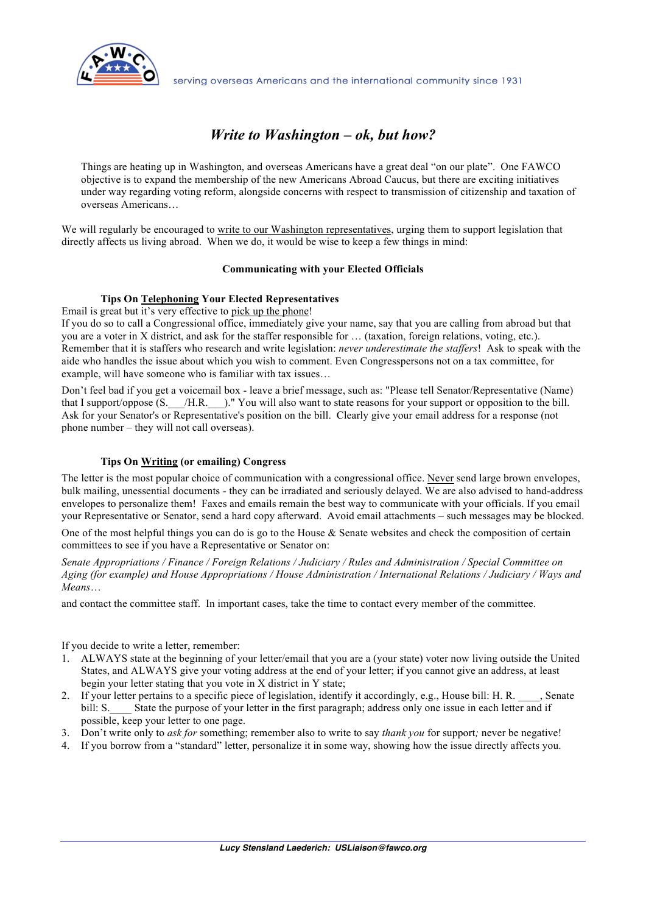serving overseas Americans and the international community since 1931

# *Write to Washington – ok, but how?*

Things are heating up in Washington, and overseas Americans have a great deal "on our plate". One FAWCO objective is to expand the membership of the new Americans Abroad Caucus, but there are exciting initiatives under way regarding voting reform, alongside concerns with respect to transmission of citizenship and taxation of overseas Americans…

We will regularly be encouraged to write to our Washington representatives, urging them to support legislation that directly affects us living abroad. When we do, it would be wise to keep a few things in mind:

## Communicating with your Elected Officials

### Tips On Telephoning Your Elected Representatives

Email is great but it's very effective to pick up the phone!
If you do so to call a Congressional office, immediately give your name, say that you are calling from abroad but that you are a voter in X district, and ask for the staffer responsible for … (taxation, foreign relations, voting, etc.). Remember that it is staffers who research and write legislation: *never underestimate the staffers*! Ask to speak with the aide who handles the issue about which you wish to comment. Even Congresspersons not on a tax committee, for example, will have someone who is familiar with tax issues…

Don't feel bad if you get a voicemail box - leave a brief message, such as: "Please tell Senator/Representative (Name) that I support/oppose (S.___/H.R.___)." You will also want to state reasons for your support or opposition to the bill. Ask for your Senator's or Representative's position on the bill. Clearly give your email address for a response (not phone number – they will not call overseas).

### Tips On Writing (or emailing) Congress

The letter is the most popular choice of communication with a congressional office. Never send large brown envelopes, bulk mailing, unessential documents - they can be irradiated and seriously delayed. We are also advised to hand-address envelopes to personalize them! Faxes and emails remain the best way to communicate with your officials. If you email your Representative or Senator, send a hard copy afterward. Avoid email attachments – such messages may be blocked.

One of the most helpful things you can do is go to the House & Senate websites and check the composition of certain committees to see if you have a Representative or Senator on:

*Senate Appropriations / Finance / Foreign Relations / Judiciary / Rules and Administration / Special Committee on Aging (for example) and House Appropriations / House Administration / International Relations / Judiciary / Ways and Means…*

and contact the committee staff. In important cases, take the time to contact every member of the committee.

If you decide to write a letter, remember:

1. ALWAYS state at the beginning of your letter/email that you are a (your state) voter now living outside the United States, and ALWAYS give your voting address at the end of your letter; if you cannot give an address, at least begin your letter stating that you vote in X district in Y state;
2. If your letter pertains to a specific piece of legislation, identify it accordingly, e.g., House bill: H. R. ____, Senate bill: S.____ State the purpose of your letter in the first paragraph; address only one issue in each letter and if possible, keep your letter to one page.
3. Don't write only to *ask for* something; remember also to write to say *thank you* for support; never be negative!
4. If you borrow from a "standard" letter, personalize it in some way, showing how the issue directly affects you.

***Lucy Stensland Laederich: USLiaison@fawco.org***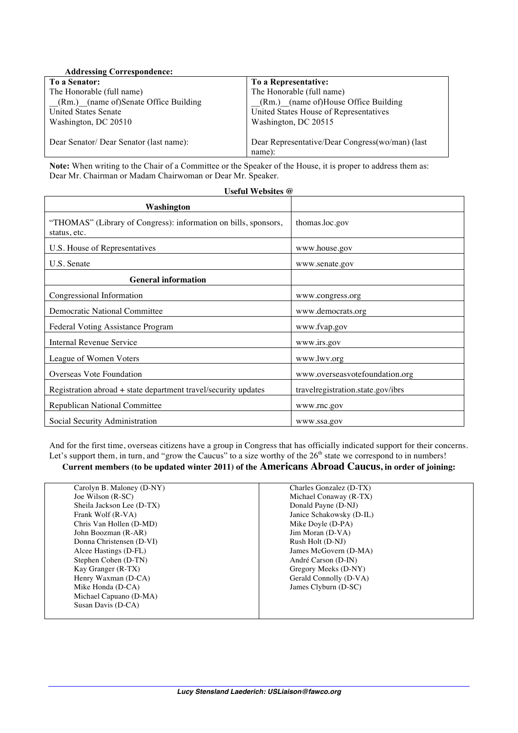**Addressing Correspondence:**

| To a Senator: | To a Representative: |
|---|---|
| The Honorable (full name)<br>__(Rm.)__(name of)Senate Office Building<br>United States Senate<br>Washington, DC 20510<br><br>Dear Senator/ Dear Senator (last name): | The Honorable (full name)<br>__(Rm.)__(name of)House Office Building<br>United States House of Representatives<br>Washington, DC 20515<br><br>Dear Representative/Dear Congress(wo/man) (last name): |

**Note:** When writing to the Chair of a Committee or the Speaker of the House, it is proper to address them as: Dear Mr. Chairman or Madam Chairwoman or Dear Mr. Speaker.

**Useful Websites @**

| Washington | |
|---|---|
| "THOMAS" (Library of Congress): information on bills, sponsors, status, etc. | thomas.loc.gov |
| U.S. House of Representatives | www.house.gov |
| U.S. Senate | www.senate.gov |
| **General information** | |
| Congressional Information | www.congress.org |
| Democratic National Committee | www.democrats.org |
| Federal Voting Assistance Program | www.fvap.gov |
| Internal Revenue Service | www.irs.gov |
| League of Women Voters | www.lwv.org |
| Overseas Vote Foundation | www.overseasvotefoundation.org |
| Registration abroad + state department travel/security updates | travelregistration.state.gov/ibrs |
| Republican National Committee | www.rnc.gov |
| Social Security Administration | www.ssa.gov |

And for the first time, overseas citizens have a group in Congress that has officially indicated support for their concerns. Let's support them, in turn, and "grow the Caucus" to a size worthy of the 26th state we correspond to in numbers!

**Current members (to be updated winter 2011) of the Americans Abroad Caucus, in order of joining:**

| | |
|---|---|
| Carolyn B. Maloney (D-NY)<br>Joe Wilson (R-SC)<br>Sheila Jackson Lee (D-TX)<br>Frank Wolf (R-VA)<br>Chris Van Hollen (D-MD)<br>John Boozman (R-AR)<br>Donna Christensen (D-VI)<br>Alcee Hastings (D-FL)<br>Stephen Cohen (D-TN)<br>Kay Granger (R-TX)<br>Henry Waxman (D-CA)<br>Mike Honda (D-CA)<br>Michael Capuano (D-MA)<br>Susan Davis (D-CA) | Charles Gonzalez (D-TX)<br>Michael Conaway (R-TX)<br>Donald Payne (D-NJ)<br>Janice Schakowsky (D-IL)<br>Mike Doyle (D-PA)<br>Jim Moran (D-VA)<br>Rush Holt (D-NJ)<br>James McGovern (D-MA)<br>André Carson (D-IN)<br>Gregory Meeks (D-NY)<br>Gerald Connolly (D-VA)<br>James Clyburn (D-SC) |

*Lucy Stensland Laederich: USLiaison@fawco.org*